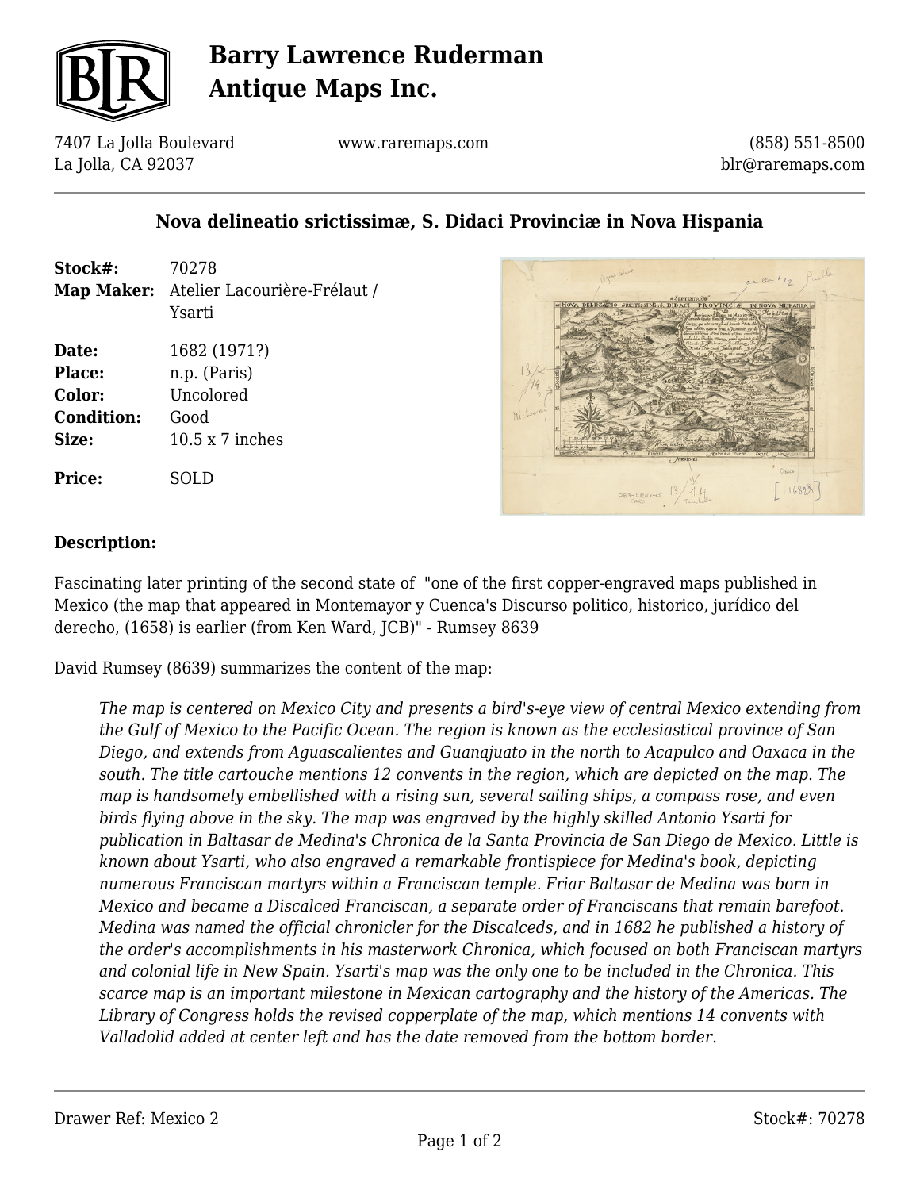# Barry Lawrence Ruderman Antique Maps Inc.

7407 La Jolla Boulevard
La Jolla, CA 92037

www.raremaps.com

(858) 551-8500
blr@raremaps.com

## Nova delineatio srictissimæ, S. Didaci Provinciæ in Nova Hispania

| | |
|---|---|
| **Stock#:** | 70278 |
| **Map Maker:** | Atelier Lacourière-Frélaut / Ysarti |
| **Date:** | 1682 (1971?) |
| **Place:** | n.p. (Paris) |
| **Color:** | Uncolored |
| **Condition:** | Good |
| **Size:** | 10.5 x 7 inches |
| **Price:** | SOLD |

### Description:

Fascinating later printing of the second state of "one of the first copper-engraved maps published in Mexico (the map that appeared in Montemayor y Cuenca's Discurso politico, historico, jurídico del derecho, (1658) is earlier (from Ken Ward, JCB)" - Rumsey 8639

David Rumsey (8639) summarizes the content of the map:

> *The map is centered on Mexico City and presents a bird's-eye view of central Mexico extending from the Gulf of Mexico to the Pacific Ocean. The region is known as the ecclesiastical province of San Diego, and extends from Aguascalientes and Guanajuato in the north to Acapulco and Oaxaca in the south. The title cartouche mentions 12 convents in the region, which are depicted on the map. The map is handsomely embellished with a rising sun, several sailing ships, a compass rose, and even birds flying above in the sky. The map was engraved by the highly skilled Antonio Ysarti for publication in Baltasar de Medina's Chronica de la Santa Provincia de San Diego de Mexico. Little is known about Ysarti, who also engraved a remarkable frontispiece for Medina's book, depicting numerous Franciscan martyrs within a Franciscan temple. Friar Baltasar de Medina was born in Mexico and became a Discalced Franciscan, a separate order of Franciscans that remain barefoot. Medina was named the official chronicler for the Discalceds, and in 1682 he published a history of the order's accomplishments in his masterwork Chronica, which focused on both Franciscan martyrs and colonial life in New Spain. Ysarti's map was the only one to be included in the Chronica. This scarce map is an important milestone in Mexican cartography and the history of the Americas. The Library of Congress holds the revised copperplate of the map, which mentions 14 convents with Valladolid added at center left and has the date removed from the bottom border.*

Drawer Ref: Mexico 2

Stock#: 70278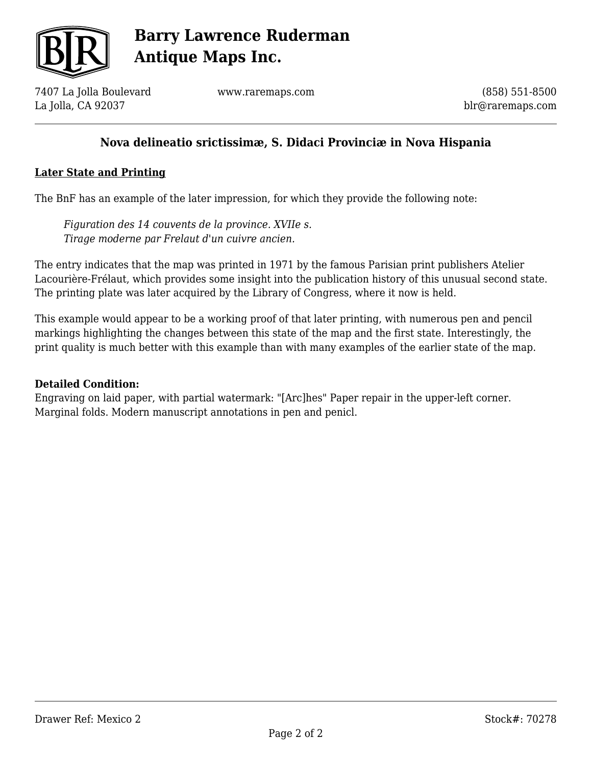## Nova delineatio srictissimæ, S. Didaci Provinciæ in Nova Hispania

### Later State and Printing

The BnF has an example of the later impression, for which they provide the following note:

> *Figuration des 14 couvents de la province. XVIIe s.*
> *Tirage moderne par Frelaut d'un cuivre ancien.*

The entry indicates that the map was printed in 1971 by the famous Parisian print publishers Atelier Lacourière-Frélaut, which provides some insight into the publication history of this unusual second state. The printing plate was later acquired by the Library of Congress, where it now is held.

This example would appear to be a working proof of that later printing, with numerous pen and pencil markings highlighting the changes between this state of the map and the first state. Interestingly, the print quality is much better with this example than with many examples of the earlier state of the map.

**Detailed Condition:**
Engraving on laid paper, with partial watermark: "[Arc]hes" Paper repair in the upper-left corner. Marginal folds. Modern manuscript annotations in pen and penicl.